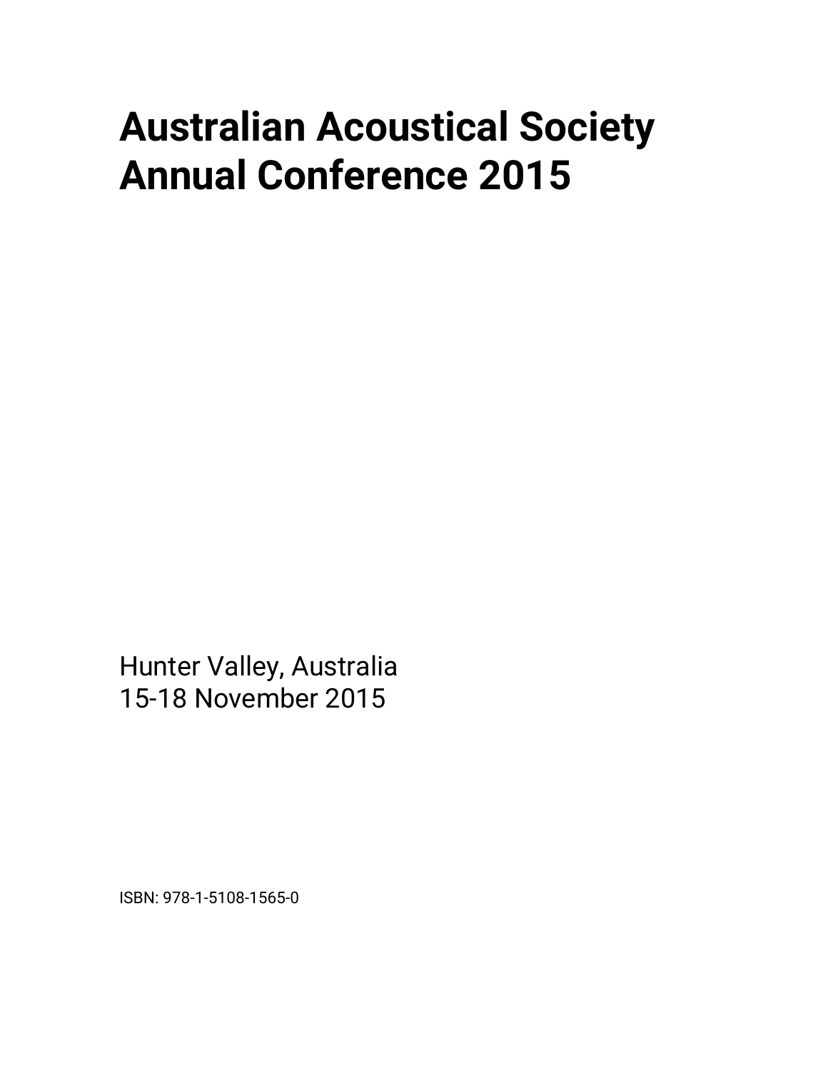# Australian Acoustical Society Annual Conference 2015

Hunter Valley, Australia
15-18 November 2015

ISBN: 978-1-5108-1565-0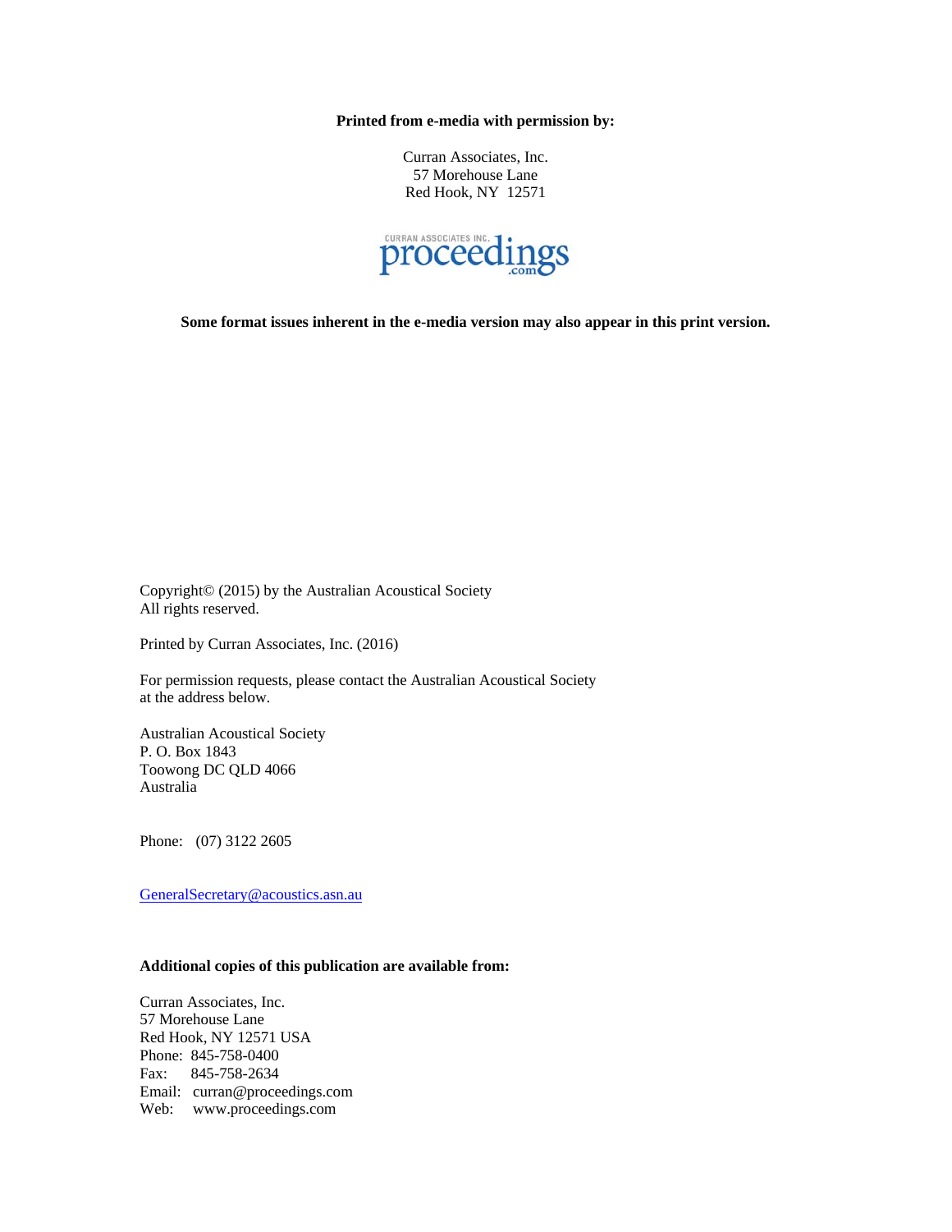**Printed from e-media with permission by:**

Curran Associates, Inc.
57 Morehouse Lane
Red Hook, NY 12571

**Some format issues inherent in the e-media version may also appear in this print version.**

Copyright© (2015) by the Australian Acoustical Society
All rights reserved.

Printed by Curran Associates, Inc. (2016)

For permission requests, please contact the Australian Acoustical Society
at the address below.

Australian Acoustical Society
P. O. Box 1843
Toowong DC QLD 4066
Australia

Phone: (07) 3122 2605

GeneralSecretary@acoustics.asn.au

**Additional copies of this publication are available from:**

Curran Associates, Inc.
57 Morehouse Lane
Red Hook, NY 12571 USA
Phone: 845-758-0400
Fax: 845-758-2634
Email: curran@proceedings.com
Web: www.proceedings.com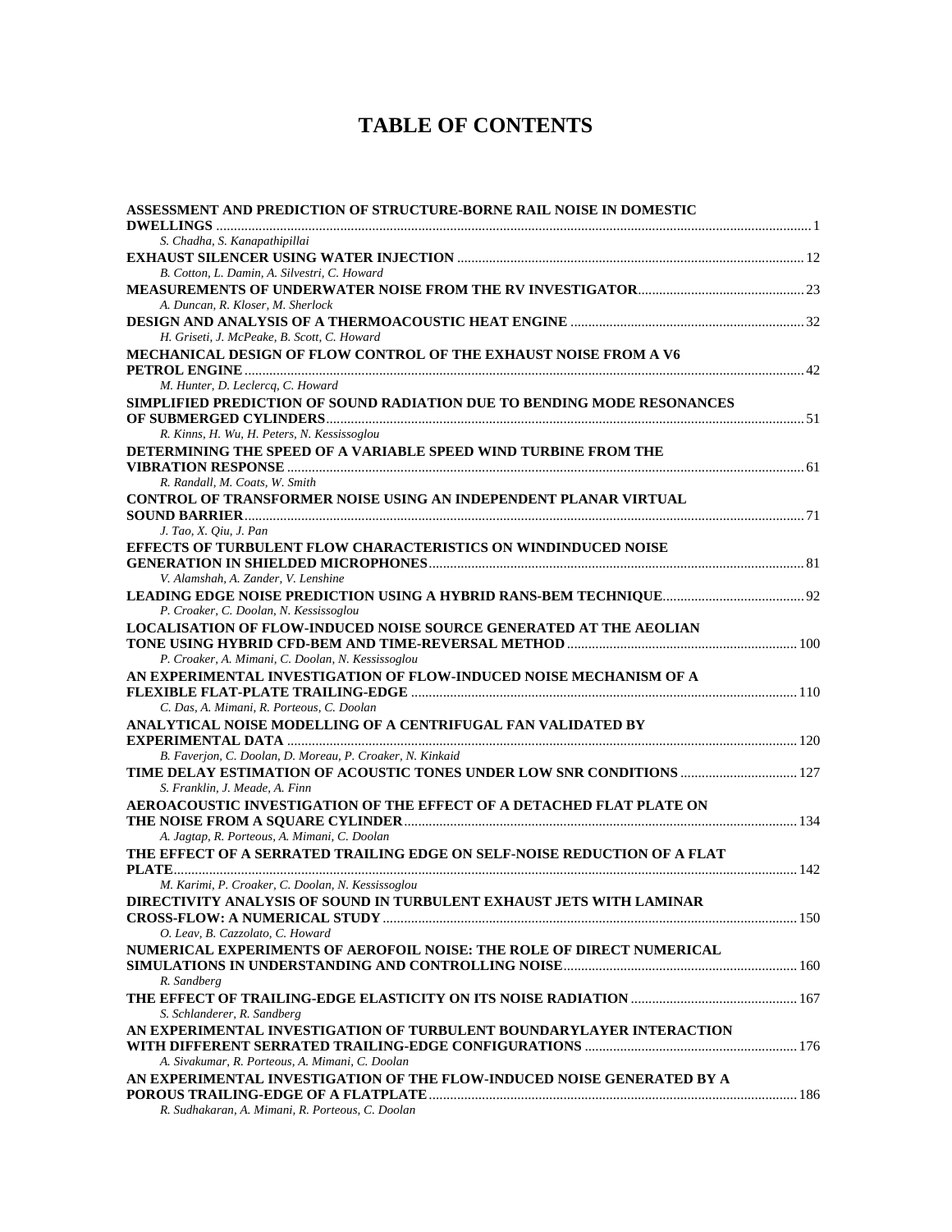# TABLE OF CONTENTS

**ASSESSMENT AND PREDICTION OF STRUCTURE-BORNE RAIL NOISE IN DOMESTIC DWELLINGS** ........ 1
*S. Chadha, S. Kanapathipillai*

**EXHAUST SILENCER USING WATER INJECTION** ........ 12
*B. Cotton, L. Damin, A. Silvestri, C. Howard*

**MEASUREMENTS OF UNDERWATER NOISE FROM THE RV INVESTIGATOR** ........ 23
*A. Duncan, R. Kloser, M. Sherlock*

**DESIGN AND ANALYSIS OF A THERMOACOUSTIC HEAT ENGINE** ........ 32
*H. Griseti, J. McPeake, B. Scott, C. Howard*

**MECHANICAL DESIGN OF FLOW CONTROL OF THE EXHAUST NOISE FROM A V6 PETROL ENGINE** ........ 42
*M. Hunter, D. Leclercq, C. Howard*

**SIMPLIFIED PREDICTION OF SOUND RADIATION DUE TO BENDING MODE RESONANCES OF SUBMERGED CYLINDERS** ........ 51
*R. Kinns, H. Wu, H. Peters, N. Kessissoglou*

**DETERMINING THE SPEED OF A VARIABLE SPEED WIND TURBINE FROM THE VIBRATION RESPONSE** ........ 61
*R. Randall, M. Coats, W. Smith*

**CONTROL OF TRANSFORMER NOISE USING AN INDEPENDENT PLANAR VIRTUAL SOUND BARRIER** ........ 71
*J. Tao, X. Qiu, J. Pan*

**EFFECTS OF TURBULENT FLOW CHARACTERISTICS ON WINDINDUCED NOISE GENERATION IN SHIELDED MICROPHONES** ........ 81
*V. Alamshah, A. Zander, V. Lenshine*

**LEADING EDGE NOISE PREDICTION USING A HYBRID RANS-BEM TECHNIQUE** ........ 92
*P. Croaker, C. Doolan, N. Kessissoglou*

**LOCALISATION OF FLOW-INDUCED NOISE SOURCE GENERATED AT THE AEOLIAN TONE USING HYBRID CFD-BEM AND TIME-REVERSAL METHOD** ........ 100
*P. Croaker, A. Mimani, C. Doolan, N. Kessissoglou*

**AN EXPERIMENTAL INVESTIGATION OF FLOW-INDUCED NOISE MECHANISM OF A FLEXIBLE FLAT-PLATE TRAILING-EDGE** ........ 110
*C. Das, A. Mimani, R. Porteous, C. Doolan*

**ANALYTICAL NOISE MODELLING OF A CENTRIFUGAL FAN VALIDATED BY EXPERIMENTAL DATA** ........ 120
*B. Faverjon, C. Doolan, D. Moreau, P. Croaker, N. Kinkaid*

**TIME DELAY ESTIMATION OF ACOUSTIC TONES UNDER LOW SNR CONDITIONS** ........ 127
*S. Franklin, J. Meade, A. Finn*

**AEROACOUSTIC INVESTIGATION OF THE EFFECT OF A DETACHED FLAT PLATE ON THE NOISE FROM A SQUARE CYLINDER** ........ 134
*A. Jagtap, R. Porteous, A. Mimani, C. Doolan*

**THE EFFECT OF A SERRATED TRAILING EDGE ON SELF-NOISE REDUCTION OF A FLAT PLATE** ........ 142
*M. Karimi, P. Croaker, C. Doolan, N. Kessissoglou*

**DIRECTIVITY ANALYSIS OF SOUND IN TURBULENT EXHAUST JETS WITH LAMINAR CROSS-FLOW: A NUMERICAL STUDY** ........ 150
*O. Leav, B. Cazzolato, C. Howard*

**NUMERICAL EXPERIMENTS OF AEROFOIL NOISE: THE ROLE OF DIRECT NUMERICAL SIMULATIONS IN UNDERSTANDING AND CONTROLLING NOISE** ........ 160
*R. Sandberg*

**THE EFFECT OF TRAILING-EDGE ELASTICITY ON ITS NOISE RADIATION** ........ 167
*S. Schlanderer, R. Sandberg*

**AN EXPERIMENTAL INVESTIGATION OF TURBULENT BOUNDARYLAYER INTERACTION WITH DIFFERENT SERRATED TRAILING-EDGE CONFIGURATIONS** ........ 176
*A. Sivakumar, R. Porteous, A. Mimani, C. Doolan*

**AN EXPERIMENTAL INVESTIGATION OF THE FLOW-INDUCED NOISE GENERATED BY A POROUS TRAILING-EDGE OF A FLATPLATE** ........ 186
*R. Sudhakaran, A. Mimani, R. Porteous, C. Doolan*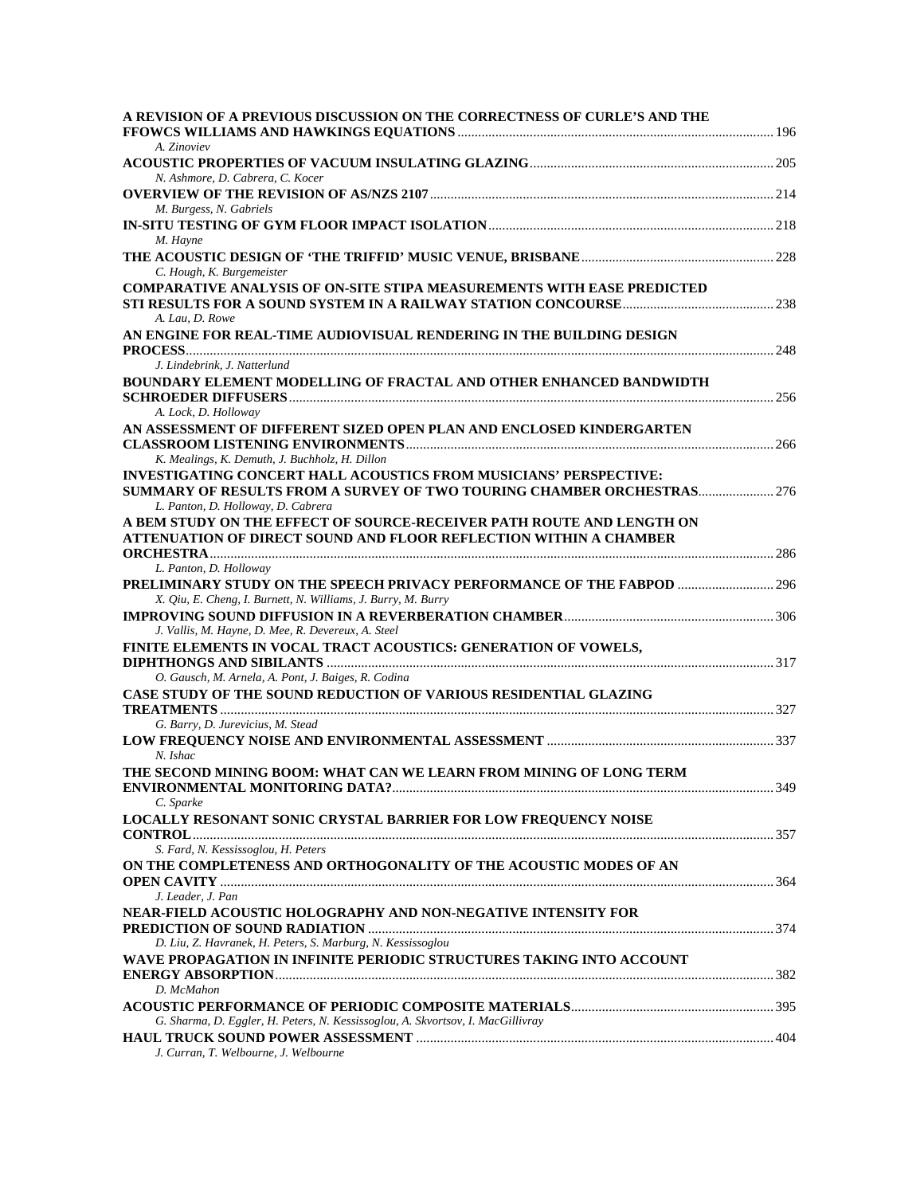**A REVISION OF A PREVIOUS DISCUSSION ON THE CORRECTNESS OF CURLE'S AND THE FFOWCS WILLIAMS AND HAWKINGS EQUATIONS** ........ 196
*A. Zinoviev*

**ACOUSTIC PROPERTIES OF VACUUM INSULATING GLAZING** ........ 205
*N. Ashmore, D. Cabrera, C. Kocer*

**OVERVIEW OF THE REVISION OF AS/NZS 2107** ........ 214
*M. Burgess, N. Gabriels*

**IN-SITU TESTING OF GYM FLOOR IMPACT ISOLATION** ........ 218
*M. Hayne*

**THE ACOUSTIC DESIGN OF 'THE TRIFFID' MUSIC VENUE, BRISBANE** ........ 228
*C. Hough, K. Burgemeister*

**COMPARATIVE ANALYSIS OF ON-SITE STIPA MEASUREMENTS WITH EASE PREDICTED STI RESULTS FOR A SOUND SYSTEM IN A RAILWAY STATION CONCOURSE** ........ 238
*A. Lau, D. Rowe*

**AN ENGINE FOR REAL-TIME AUDIOVISUAL RENDERING IN THE BUILDING DESIGN PROCESS** ........ 248
*J. Lindebrink, J. Natterlund*

**BOUNDARY ELEMENT MODELLING OF FRACTAL AND OTHER ENHANCED BANDWIDTH SCHROEDER DIFFUSERS** ........ 256
*A. Lock, D. Holloway*

**AN ASSESSMENT OF DIFFERENT SIZED OPEN PLAN AND ENCLOSED KINDERGARTEN CLASSROOM LISTENING ENVIRONMENTS** ........ 266
*K. Mealings, K. Demuth, J. Buchholz, H. Dillon*

**INVESTIGATING CONCERT HALL ACOUSTICS FROM MUSICIANS' PERSPECTIVE: SUMMARY OF RESULTS FROM A SURVEY OF TWO TOURING CHAMBER ORCHESTRAS** ........ 276
*L. Panton, D. Holloway, D. Cabrera*

**A BEM STUDY ON THE EFFECT OF SOURCE-RECEIVER PATH ROUTE AND LENGTH ON ATTENUATION OF DIRECT SOUND AND FLOOR REFLECTION WITHIN A CHAMBER ORCHESTRA** ........ 286
*L. Panton, D. Holloway*

**PRELIMINARY STUDY ON THE SPEECH PRIVACY PERFORMANCE OF THE FABPOD** ........ 296
*X. Qiu, E. Cheng, I. Burnett, N. Williams, J. Burry, M. Burry*

**IMPROVING SOUND DIFFUSION IN A REVERBERATION CHAMBER** ........ 306
*J. Vallis, M. Hayne, D. Mee, R. Devereux, A. Steel*

**FINITE ELEMENTS IN VOCAL TRACT ACOUSTICS: GENERATION OF VOWELS, DIPHTHONGS AND SIBILANTS** ........ 317
*O. Gausch, M. Arnela, A. Pont, J. Baiges, R. Codina*

**CASE STUDY OF THE SOUND REDUCTION OF VARIOUS RESIDENTIAL GLAZING TREATMENTS** ........ 327
*G. Barry, D. Jurevicius, M. Stead*

**LOW FREQUENCY NOISE AND ENVIRONMENTAL ASSESSMENT** ........ 337
*N. Ishac*

**THE SECOND MINING BOOM: WHAT CAN WE LEARN FROM MINING OF LONG TERM ENVIRONMENTAL MONITORING DATA?** ........ 349
*C. Sparke*

**LOCALLY RESONANT SONIC CRYSTAL BARRIER FOR LOW FREQUENCY NOISE CONTROL** ........ 357
*S. Fard, N. Kessissoglou, H. Peters*

**ON THE COMPLETENESS AND ORTHOGONALITY OF THE ACOUSTIC MODES OF AN OPEN CAVITY** ........ 364
*J. Leader, J. Pan*

**NEAR-FIELD ACOUSTIC HOLOGRAPHY AND NON-NEGATIVE INTENSITY FOR PREDICTION OF SOUND RADIATION** ........ 374
*D. Liu, Z. Havranek, H. Peters, S. Marburg, N. Kessissoglou*

**WAVE PROPAGATION IN INFINITE PERIODIC STRUCTURES TAKING INTO ACCOUNT ENERGY ABSORPTION** ........ 382
*D. McMahon*

**ACOUSTIC PERFORMANCE OF PERIODIC COMPOSITE MATERIALS** ........ 395
*G. Sharma, D. Eggler, H. Peters, N. Kessissoglou, A. Skvortsov, I. MacGillivray*

**HAUL TRUCK SOUND POWER ASSESSMENT** ........ 404
*J. Curran, T. Welbourne, J. Welbourne*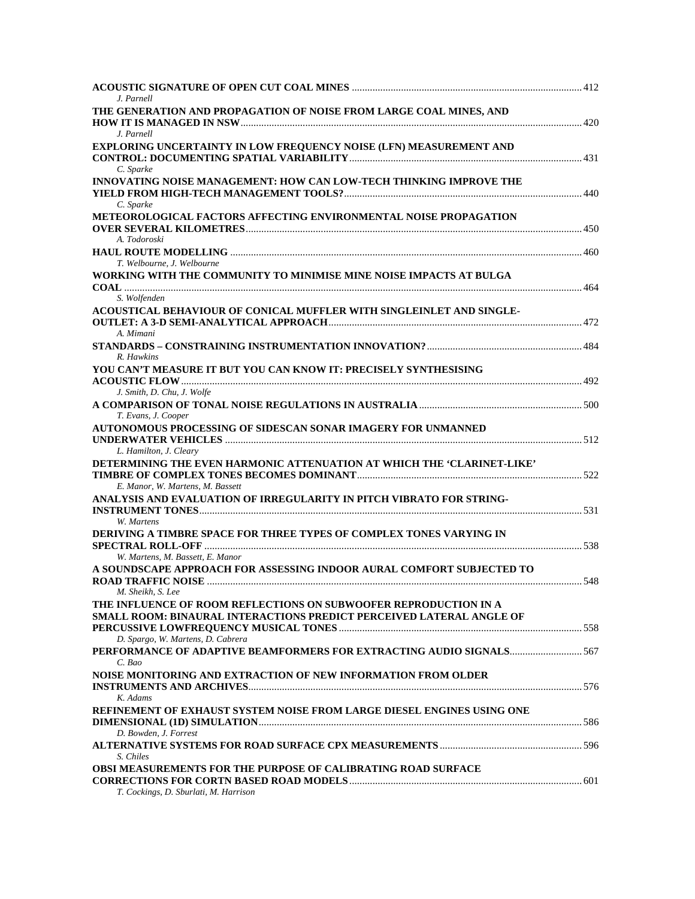**ACOUSTIC SIGNATURE OF OPEN CUT COAL MINES** ........ 412
*J. Parnell*

**THE GENERATION AND PROPAGATION OF NOISE FROM LARGE COAL MINES, AND HOW IT IS MANAGED IN NSW** ........ 420
*J. Parnell*

**EXPLORING UNCERTAINTY IN LOW FREQUENCY NOISE (LFN) MEASUREMENT AND CONTROL: DOCUMENTING SPATIAL VARIABILITY** ........ 431
*C. Sparke*

**INNOVATING NOISE MANAGEMENT: HOW CAN LOW-TECH THINKING IMPROVE THE YIELD FROM HIGH-TECH MANAGEMENT TOOLS?** ........ 440
*C. Sparke*

**METEOROLOGICAL FACTORS AFFECTING ENVIRONMENTAL NOISE PROPAGATION OVER SEVERAL KILOMETRES** ........ 450
*A. Todoroski*

**HAUL ROUTE MODELLING** ........ 460
*T. Welbourne, J. Welbourne*

**WORKING WITH THE COMMUNITY TO MINIMISE MINE NOISE IMPACTS AT BULGA COAL** ........ 464
*S. Wolfenden*

**ACOUSTICAL BEHAVIOUR OF CONICAL MUFFLER WITH SINGLEINLET AND SINGLE-OUTLET: A 3-D SEMI-ANALYTICAL APPROACH** ........ 472
*A. Mimani*

**STANDARDS – CONSTRAINING INSTRUMENTATION INNOVATION?** ........ 484
*R. Hawkins*

**YOU CAN'T MEASURE IT BUT YOU CAN KNOW IT: PRECISELY SYNTHESISING ACOUSTIC FLOW** ........ 492
*J. Smith, D. Chu, J. Wolfe*

**A COMPARISON OF TONAL NOISE REGULATIONS IN AUSTRALIA** ........ 500
*T. Evans, J. Cooper*

**AUTONOMOUS PROCESSING OF SIDESCAN SONAR IMAGERY FOR UNMANNED UNDERWATER VEHICLES** ........ 512
*L. Hamilton, J. Cleary*

**DETERMINING THE EVEN HARMONIC ATTENUATION AT WHICH THE 'CLARINET-LIKE' TIMBRE OF COMPLEX TONES BECOMES DOMINANT** ........ 522
*E. Manor, W. Martens, M. Bassett*

**ANALYSIS AND EVALUATION OF IRREGULARITY IN PITCH VIBRATO FOR STRING-INSTRUMENT TONES** ........ 531
*W. Martens*

**DERIVING A TIMBRE SPACE FOR THREE TYPES OF COMPLEX TONES VARYING IN SPECTRAL ROLL-OFF** ........ 538
*W. Martens, M. Bassett, E. Manor*

**A SOUNDSCAPE APPROACH FOR ASSESSING INDOOR AURAL COMFORT SUBJECTED TO ROAD TRAFFIC NOISE** ........ 548
*M. Sheikh, S. Lee*

**THE INFLUENCE OF ROOM REFLECTIONS ON SUBWOOFER REPRODUCTION IN A SMALL ROOM: BINAURAL INTERACTIONS PREDICT PERCEIVED LATERAL ANGLE OF PERCUSSIVE LOWFREQUENCY MUSICAL TONES** ........ 558
*D. Spargo, W. Martens, D. Cabrera*

**PERFORMANCE OF ADAPTIVE BEAMFORMERS FOR EXTRACTING AUDIO SIGNALS** ........ 567
*C. Bao*

**NOISE MONITORING AND EXTRACTION OF NEW INFORMATION FROM OLDER INSTRUMENTS AND ARCHIVES** ........ 576
*K. Adams*

**REFINEMENT OF EXHAUST SYSTEM NOISE FROM LARGE DIESEL ENGINES USING ONE DIMENSIONAL (1D) SIMULATION** ........ 586
*D. Bowden, J. Forrest*

**ALTERNATIVE SYSTEMS FOR ROAD SURFACE CPX MEASUREMENTS** ........ 596
*S. Chiles*

**OBSI MEASUREMENTS FOR THE PURPOSE OF CALIBRATING ROAD SURFACE CORRECTIONS FOR CORTN BASED ROAD MODELS** ........ 601
*T. Cockings, D. Sburlati, M. Harrison*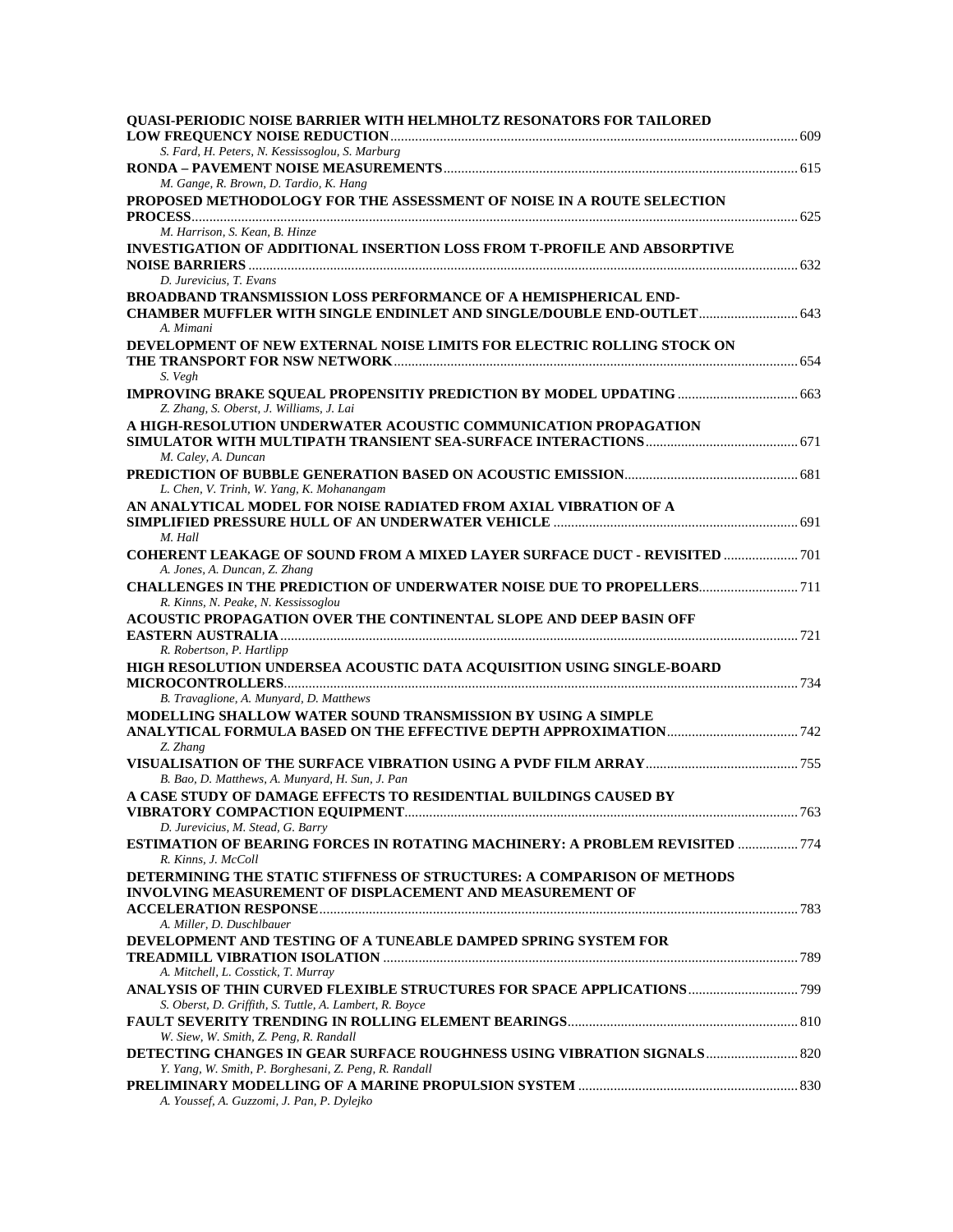**QUASI-PERIODIC NOISE BARRIER WITH HELMHOLTZ RESONATORS FOR TAILORED LOW FREQUENCY NOISE REDUCTION** ........ 609
*S. Fard, H. Peters, N. Kessissoglou, S. Marburg*

**RONDA – PAVEMENT NOISE MEASUREMENTS** ........ 615
*M. Gange, R. Brown, D. Tardio, K. Hang*

**PROPOSED METHODOLOGY FOR THE ASSESSMENT OF NOISE IN A ROUTE SELECTION PROCESS** ........ 625
*M. Harrison, S. Kean, B. Hinze*

**INVESTIGATION OF ADDITIONAL INSERTION LOSS FROM T-PROFILE AND ABSORPTIVE NOISE BARRIERS** ........ 632
*D. Jurevicius, T. Evans*

**BROADBAND TRANSMISSION LOSS PERFORMANCE OF A HEMISPHERICAL END-CHAMBER MUFFLER WITH SINGLE ENDINLET AND SINGLE/DOUBLE END-OUTLET** ........ 643
*A. Mimani*

**DEVELOPMENT OF NEW EXTERNAL NOISE LIMITS FOR ELECTRIC ROLLING STOCK ON THE TRANSPORT FOR NSW NETWORK** ........ 654
*S. Vegh*

**IMPROVING BRAKE SQUEAL PROPENSITIY PREDICTION BY MODEL UPDATING** ........ 663
*Z. Zhang, S. Oberst, J. Williams, J. Lai*

**A HIGH-RESOLUTION UNDERWATER ACOUSTIC COMMUNICATION PROPAGATION SIMULATOR WITH MULTIPATH TRANSIENT SEA-SURFACE INTERACTIONS** ........ 671
*M. Caley, A. Duncan*

**PREDICTION OF BUBBLE GENERATION BASED ON ACOUSTIC EMISSION** ........ 681
*L. Chen, V. Trinh, W. Yang, K. Mohanangam*

**AN ANALYTICAL MODEL FOR NOISE RADIATED FROM AXIAL VIBRATION OF A SIMPLIFIED PRESSURE HULL OF AN UNDERWATER VEHICLE** ........ 691
*M. Hall*

**COHERENT LEAKAGE OF SOUND FROM A MIXED LAYER SURFACE DUCT - REVISITED** ........ 701
*A. Jones, A. Duncan, Z. Zhang*

**CHALLENGES IN THE PREDICTION OF UNDERWATER NOISE DUE TO PROPELLERS** ........ 711
*R. Kinns, N. Peake, N. Kessissoglou*

**ACOUSTIC PROPAGATION OVER THE CONTINENTAL SLOPE AND DEEP BASIN OFF EASTERN AUSTRALIA** ........ 721
*R. Robertson, P. Hartlipp*

**HIGH RESOLUTION UNDERSEA ACOUSTIC DATA ACQUISITION USING SINGLE-BOARD MICROCONTROLLERS** ........ 734
*B. Travaglione, A. Munyard, D. Matthews*

**MODELLING SHALLOW WATER SOUND TRANSMISSION BY USING A SIMPLE ANALYTICAL FORMULA BASED ON THE EFFECTIVE DEPTH APPROXIMATION** ........ 742
*Z. Zhang*

**VISUALISATION OF THE SURFACE VIBRATION USING A PVDF FILM ARRAY** ........ 755
*B. Bao, D. Matthews, A. Munyard, H. Sun, J. Pan*

**A CASE STUDY OF DAMAGE EFFECTS TO RESIDENTIAL BUILDINGS CAUSED BY VIBRATORY COMPACTION EQUIPMENT** ........ 763
*D. Jurevicius, M. Stead, G. Barry*

**ESTIMATION OF BEARING FORCES IN ROTATING MACHINERY: A PROBLEM REVISITED** ........ 774
*R. Kinns, J. McColl*

**DETERMINING THE STATIC STIFFNESS OF STRUCTURES: A COMPARISON OF METHODS INVOLVING MEASUREMENT OF DISPLACEMENT AND MEASUREMENT OF ACCELERATION RESPONSE** ........ 783
*A. Miller, D. Duschlbauer*

**DEVELOPMENT AND TESTING OF A TUNEABLE DAMPED SPRING SYSTEM FOR TREADMILL VIBRATION ISOLATION** ........ 789
*A. Mitchell, L. Cosstick, T. Murray*

**ANALYSIS OF THIN CURVED FLEXIBLE STRUCTURES FOR SPACE APPLICATIONS** ........ 799
*S. Oberst, D. Griffith, S. Tuttle, A. Lambert, R. Boyce*

**FAULT SEVERITY TRENDING IN ROLLING ELEMENT BEARINGS** ........ 810
*W. Siew, W. Smith, Z. Peng, R. Randall*

**DETECTING CHANGES IN GEAR SURFACE ROUGHNESS USING VIBRATION SIGNALS** ........ 820
*Y. Yang, W. Smith, P. Borghesani, Z. Peng, R. Randall*

**PRELIMINARY MODELLING OF A MARINE PROPULSION SYSTEM** ........ 830
*A. Youssef, A. Guzzomi, J. Pan, P. Dylejko*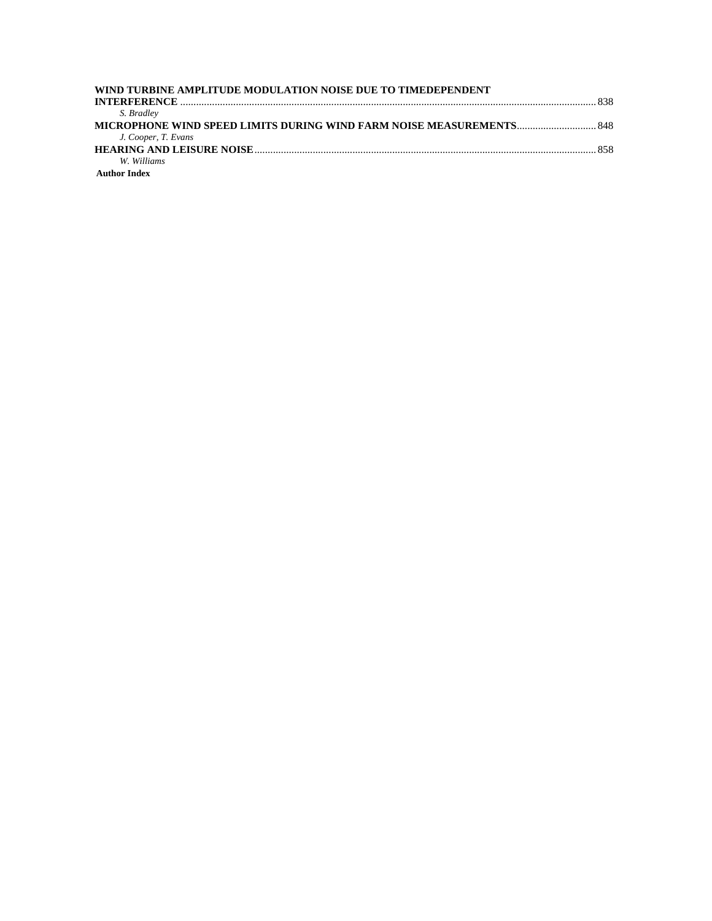**WIND TURBINE AMPLITUDE MODULATION NOISE DUE TO TIMEDEPENDENT INTERFERENCE** ........................................................ 838

*S. Bradley*

**MICROPHONE WIND SPEED LIMITS DURING WIND FARM NOISE MEASUREMENTS** ........................................................ 848

*J. Cooper, T. Evans*

**HEARING AND LEISURE NOISE** ........................................................ 858

*W. Williams*

**Author Index**